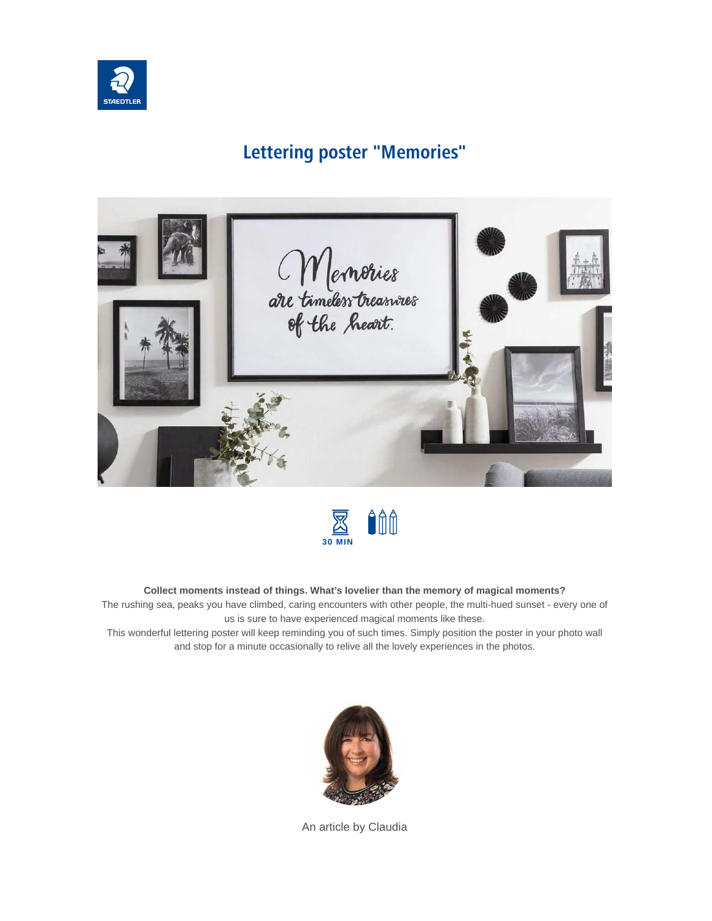# Lettering poster "Memories"

30 MIN

**Collect moments instead of things. What's lovelier than the memory of magical moments?**

The rushing sea, peaks you have climbed, caring encounters with other people, the multi-hued sunset - every one of us is sure to have experienced magical moments like these.

This wonderful lettering poster will keep reminding you of such times. Simply position the poster in your photo wall and stop for a minute occasionally to relive all the lovely experiences in the photos.

An article by Claudia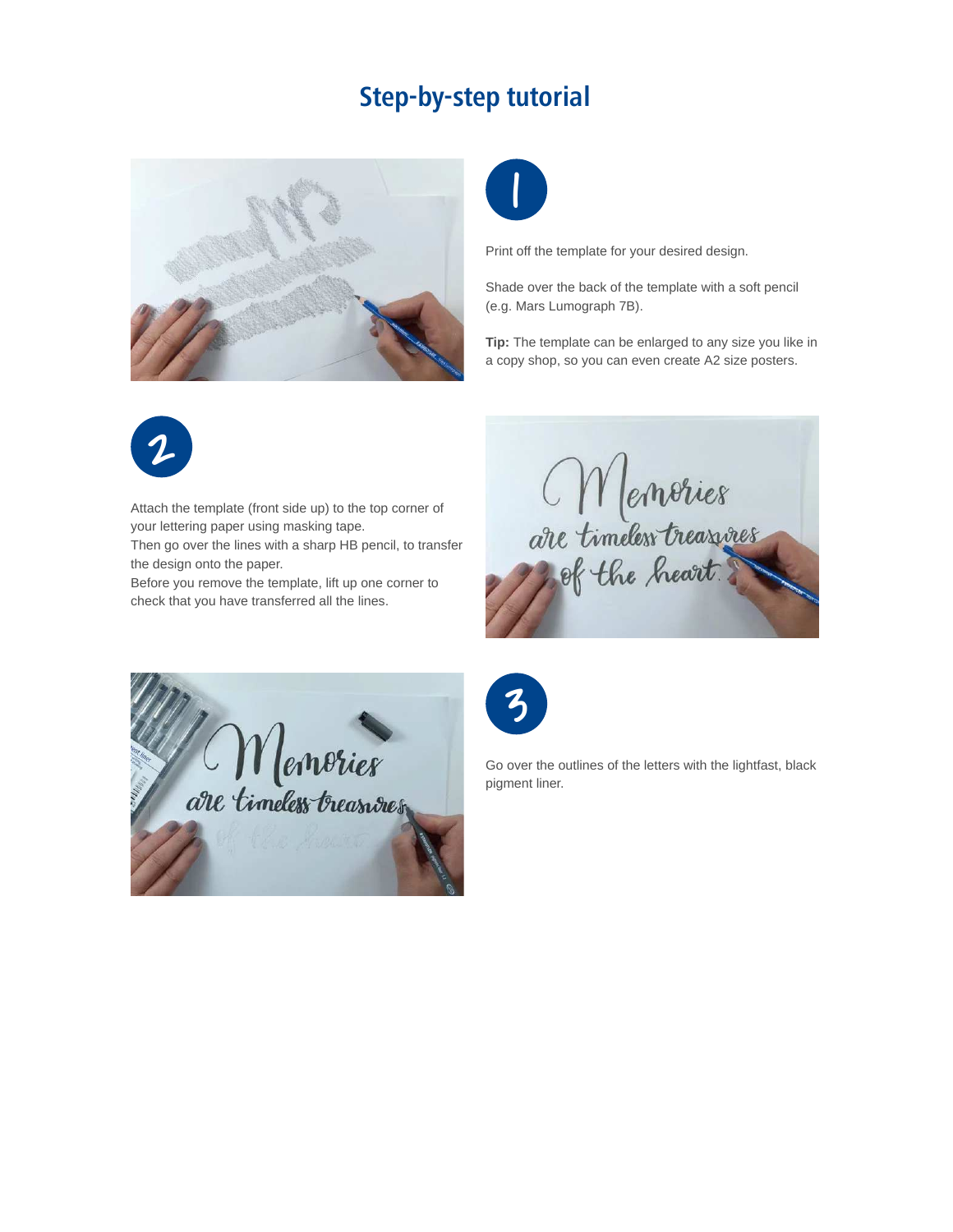# Step-by-step tutorial

**1**

Print off the template for your desired design.

Shade over the back of the template with a soft pencil (e.g. Mars Lumograph 7B).

**Tip:** The template can be enlarged to any size you like in a copy shop, so you can even create A2 size posters.

**2**

Attach the template (front side up) to the top corner of your lettering paper using masking tape.
Then go over the lines with a sharp HB pencil, to transfer the design onto the paper.
Before you remove the template, lift up one corner to check that you have transferred all the lines.

**3**

Go over the outlines of the letters with the lightfast, black pigment liner.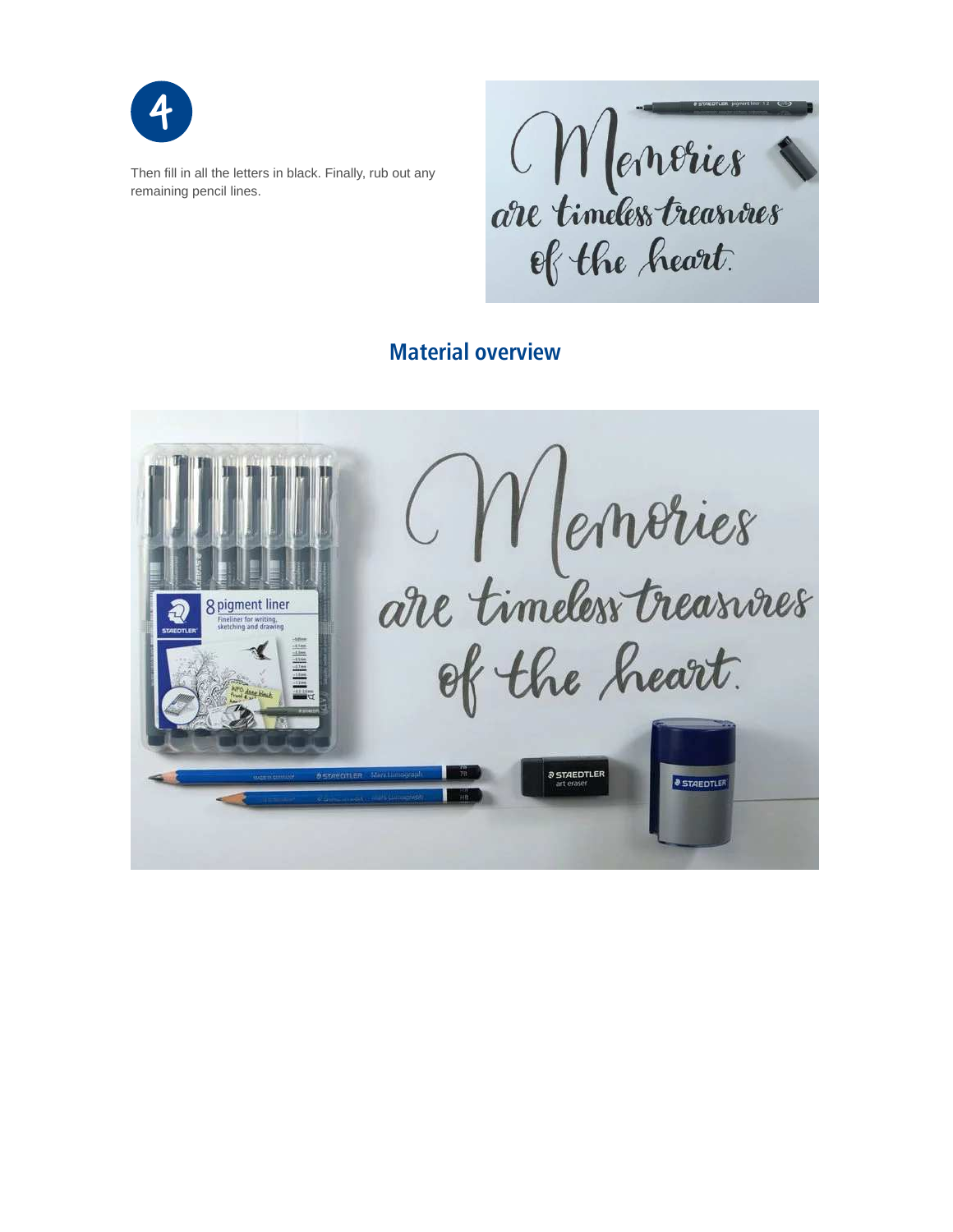4

Then fill in all the letters in black. Finally, rub out any remaining pencil lines.

## Material overview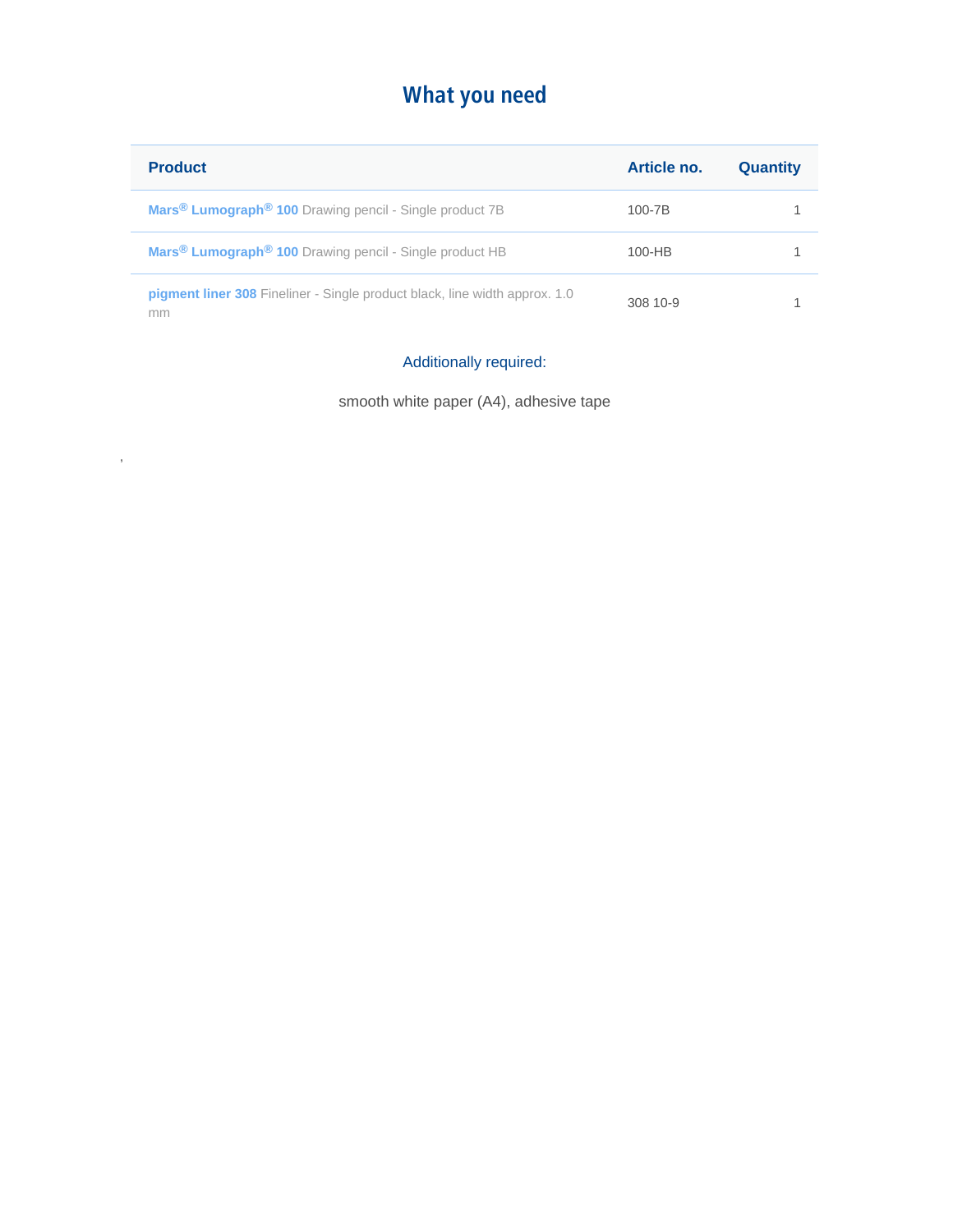# What you need

| Product | Article no. | Quantity |
|---|---|---|
| **Mars® Lumograph® 100** Drawing pencil - Single product 7B | 100-7B | 1 |
| **Mars® Lumograph® 100** Drawing pencil - Single product HB | 100-HB | 1 |
| **pigment liner 308** Fineliner - Single product black, line width approx. 1.0 mm | 308 10-9 | 1 |

Additionally required:

smooth white paper (A4), adhesive tape

,